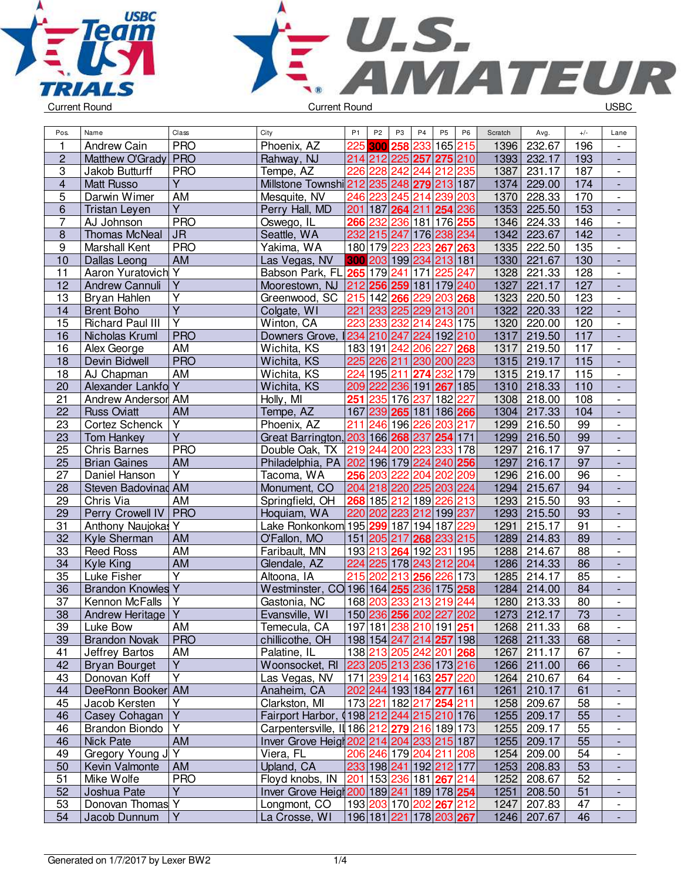Current Round | Current Round | USBC

| Pos. | Name | Class | City | P1 | P2 | P3 | P4 | P5 | P6 | Scratch | Avg. | +/- | Lane |
|---|---|---|---|---|---|---|---|---|---|---|---|---|---|
| 1 | Andrew Cain | PRO | Phoenix, AZ | 225 | 300 | 258 | 233 | 165 | 215 | 1396 | 232.67 | 196 | - |
| 2 | Matthew O'Grady | PRO | Rahway, NJ | 214 | 212 | 225 | 257 | 275 | 210 | 1393 | 232.17 | 193 | - |
| 3 | Jakob Butturff | PRO | Tempe, AZ | 226 | 228 | 242 | 244 | 212 | 235 | 1387 | 231.17 | 187 | - |
| 4 | Matt Russo | Y | Millstone Townshi | 212 | 235 | 248 | 279 | 213 | 187 | 1374 | 229.00 | 174 | - |
| 5 | Darwin Wimer | AM | Mesquite, NV | 246 | 223 | 245 | 214 | 239 | 203 | 1370 | 228.33 | 170 | - |
| 6 | Tristan Leyen | Y | Perry Hall, MD | 201 | 187 | 264 | 211 | 254 | 236 | 1353 | 225.50 | 153 | - |
| 7 | AJ Johnson | PRO | Oswego, IL | 266 | 232 | 236 | 181 | 176 | 255 | 1346 | 224.33 | 146 | - |
| 8 | Thomas McNeal | JR | Seattle, WA | 232 | 215 | 247 | 176 | 238 | 234 | 1342 | 223.67 | 142 | - |
| 9 | Marshall Kent | PRO | Yakima, WA | 180 | 179 | 223 | 223 | 267 | 263 | 1335 | 222.50 | 135 | - |
| 10 | Dallas Leong | AM | Las Vegas, NV | 300 | 203 | 199 | 234 | 213 | 181 | 1330 | 221.67 | 130 | - |
| 11 | Aaron Yuratovich | Y | Babson Park, FL | 265 | 179 | 241 | 171 | 225 | 247 | 1328 | 221.33 | 128 | - |
| 12 | Andrew Cannuli | Y | Moorestown, NJ | 212 | 256 | 259 | 181 | 179 | 240 | 1327 | 221.17 | 127 | - |
| 13 | Bryan Hahlen | Y | Greenwood, SC | 215 | 142 | 266 | 229 | 203 | 268 | 1323 | 220.50 | 123 | - |
| 14 | Brent Boho | Y | Colgate, WI | 221 | 233 | 225 | 229 | 213 | 201 | 1322 | 220.33 | 122 | - |
| 15 | Richard Paul III | Y | Winton, CA | 223 | 233 | 232 | 214 | 243 | 175 | 1320 | 220.00 | 120 | - |
| 16 | Nicholas Kruml | PRO | Downers Grove, I | 234 | 210 | 247 | 224 | 192 | 210 | 1317 | 219.50 | 117 | - |
| 16 | Alex George | AM | Wichita, KS | 183 | 191 | 242 | 206 | 227 | 268 | 1317 | 219.50 | 117 | - |
| 18 | Devin Bidwell | PRO | Wichita, KS | 225 | 226 | 211 | 230 | 200 | 223 | 1315 | 219.17 | 115 | - |
| 18 | AJ Chapman | AM | Wichita, KS | 224 | 195 | 211 | 274 | 232 | 179 | 1315 | 219.17 | 115 | - |
| 20 | Alexander Lankfo | Y | Wichita, KS | 209 | 222 | 236 | 191 | 267 | 185 | 1310 | 218.33 | 110 | - |
| 21 | Andrew Andersor | AM | Holly, MI | 251 | 235 | 176 | 237 | 182 | 227 | 1308 | 218.00 | 108 | - |
| 22 | Russ Oviatt | AM | Tempe, AZ | 167 | 239 | 265 | 181 | 186 | 266 | 1304 | 217.33 | 104 | - |
| 23 | Cortez Schenck | Y | Phoenix, AZ | 211 | 246 | 196 | 226 | 203 | 217 | 1299 | 216.50 | 99 | - |
| 23 | Tom Hankey | Y | Great Barrington, | 203 | 166 | 268 | 237 | 254 | 171 | 1299 | 216.50 | 99 | - |
| 25 | Chris Barnes | PRO | Double Oak, TX | 219 | 244 | 200 | 223 | 233 | 178 | 1297 | 216.17 | 97 | - |
| 25 | Brian Gaines | AM | Philadelphia, PA | 202 | 196 | 179 | 224 | 240 | 256 | 1297 | 216.17 | 97 | - |
| 27 | Daniel Hanson | Y | Tacoma, WA | 256 | 203 | 222 | 204 | 202 | 209 | 1296 | 216.00 | 96 | - |
| 28 | Steven Badovinac | AM | Monument, CO | 204 | 218 | 220 | 225 | 203 | 224 | 1294 | 215.67 | 94 | - |
| 29 | Chris Via | AM | Springfield, OH | 268 | 185 | 212 | 189 | 226 | 213 | 1293 | 215.50 | 93 | - |
| 29 | Perry Crowell IV | PRO | Hoquiam, WA | 220 | 202 | 223 | 212 | 199 | 237 | 1293 | 215.50 | 93 | - |
| 31 | Anthony Naujokas | Y | Lake Ronkonkom | 195 | 299 | 187 | 194 | 187 | 229 | 1291 | 215.17 | 91 | - |
| 32 | Kyle Sherman | AM | O'Fallon, MO | 151 | 205 | 217 | 268 | 233 | 215 | 1289 | 214.83 | 89 | - |
| 33 | Reed Ross | AM | Faribault, MN | 193 | 213 | 264 | 192 | 231 | 195 | 1288 | 214.67 | 88 | - |
| 34 | Kyle King | AM | Glendale, AZ | 224 | 225 | 178 | 243 | 212 | 204 | 1286 | 214.33 | 86 | - |
| 35 | Luke Fisher | Y | Altoona, IA | 215 | 202 | 213 | 256 | 226 | 173 | 1285 | 214.17 | 85 | - |
| 36 | Brandon Knowles | Y | Westminster, CO | 196 | 164 | 255 | 236 | 175 | 258 | 1284 | 214.00 | 84 | - |
| 37 | Kennon McFalls | Y | Gastonia, NC | 168 | 203 | 233 | 213 | 219 | 244 | 1280 | 213.33 | 80 | - |
| 38 | Andrew Heritage | Y | Evansville, WI | 150 | 236 | 256 | 202 | 227 | 202 | 1273 | 212.17 | 73 | - |
| 39 | Luke Bow | AM | Temecula, CA | 197 | 181 | 238 | 210 | 191 | 251 | 1268 | 211.33 | 68 | - |
| 39 | Brandon Novak | PRO | chillicothe, OH | 198 | 154 | 247 | 214 | 257 | 198 | 1268 | 211.33 | 68 | - |
| 41 | Jeffrey Bartos | AM | Palatine, IL | 138 | 213 | 205 | 242 | 201 | 268 | 1267 | 211.17 | 67 | - |
| 42 | Bryan Bourget | Y | Woonsocket, RI | 223 | 205 | 213 | 236 | 173 | 216 | 1266 | 211.00 | 66 | - |
| 43 | Donovan Koff | Y | Las Vegas, NV | 171 | 239 | 214 | 163 | 257 | 220 | 1264 | 210.67 | 64 | - |
| 44 | DeeRonn Booker | AM | Anaheim, CA | 202 | 244 | 193 | 184 | 277 | 161 | 1261 | 210.17 | 61 | - |
| 45 | Jacob Kersten | Y | Clarkston, MI | 173 | 221 | 182 | 217 | 254 | 211 | 1258 | 209.67 | 58 | - |
| 46 | Casey Cohagan | Y | Fairport Harbor, ( | 198 | 212 | 244 | 215 | 210 | 176 | 1255 | 209.17 | 55 | - |
| 46 | Brandon Biondo | Y | Carpentersville, Il | 186 | 212 | 279 | 216 | 189 | 173 | 1255 | 209.17 | 55 | - |
| 46 | Nick Pate | AM | Inver Grove Heigh | 202 | 214 | 204 | 233 | 215 | 187 | 1255 | 209.17 | 55 | - |
| 49 | Gregory Young J | Y | Viera, FL | 206 | 246 | 179 | 204 | 211 | 208 | 1254 | 209.00 | 54 | - |
| 50 | Kevin Valmonte | AM | Upland, CA | 233 | 198 | 241 | 192 | 212 | 177 | 1253 | 208.83 | 53 | - |
| 51 | Mike Wolfe | PRO | Floyd knobs, IN | 201 | 153 | 236 | 181 | 267 | 214 | 1252 | 208.67 | 52 | - |
| 52 | Joshua Pate | Y | Inver Grove Heigh | 200 | 189 | 241 | 189 | 178 | 254 | 1251 | 208.50 | 51 | - |
| 53 | Donovan Thomas | Y | Longmont, CO | 193 | 203 | 170 | 202 | 267 | 212 | 1247 | 207.83 | 47 | - |
| 54 | Jacob Dunnum | Y | La Crosse, WI | 196 | 181 | 221 | 178 | 203 | 267 | 1246 | 207.67 | 46 | - |

Generated on 1/7/2017 by Lexer BW2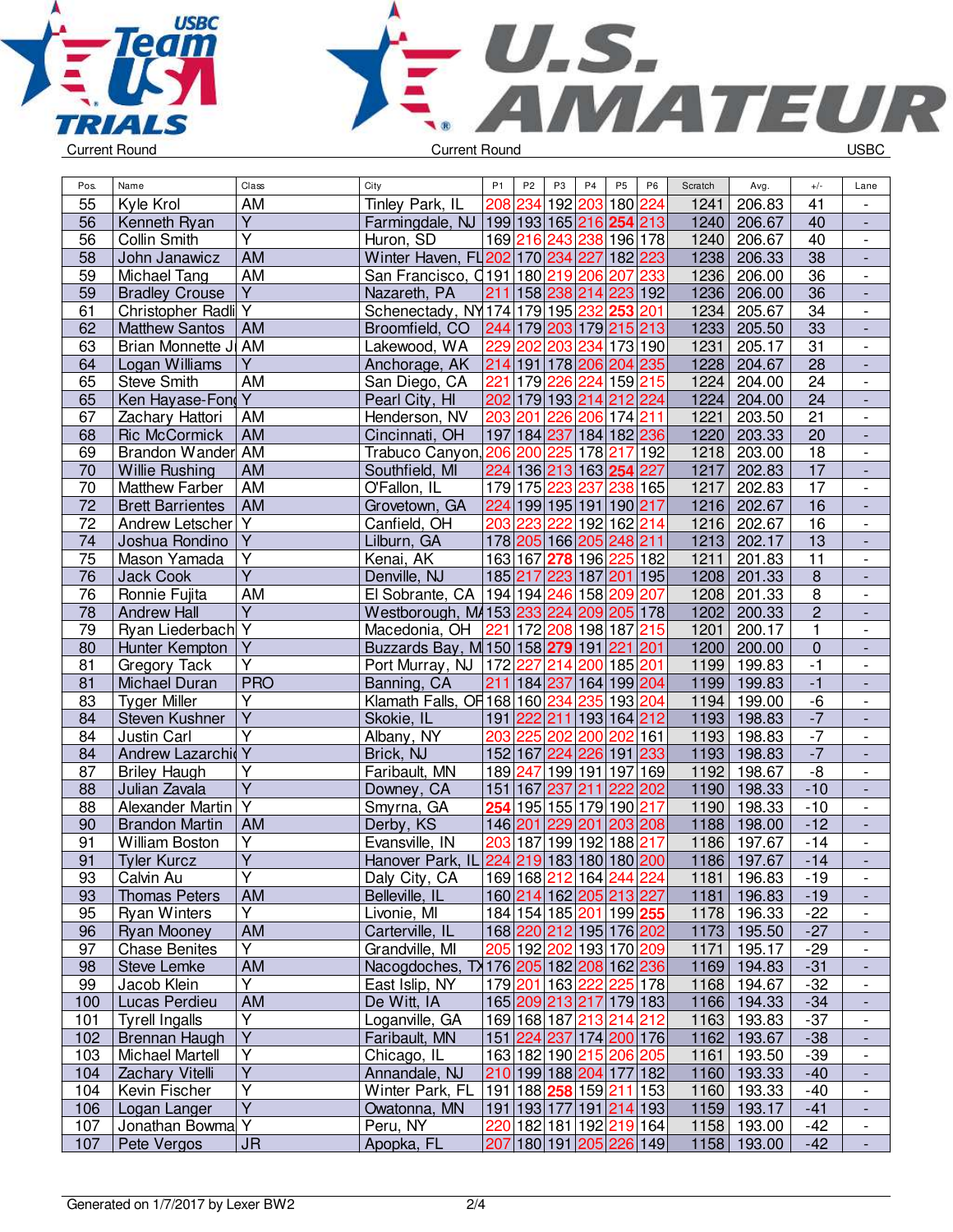Current Round | Current Round | USBC

| Pos. | Name | Class | City | P1 | P2 | P3 | P4 | P5 | P6 | Scratch | Avg. | +/- | Lane |
|---|---|---|---|---|---|---|---|---|---|---|---|---|---|
| 55 | Kyle Krol | AM | Tinley Park, IL | 208 | 234 | 192 | 203 | 180 | 224 | 1241 | 206.83 | 41 | - |
| 56 | Kenneth Ryan | Y | Farmingdale, NJ | 199 | 193 | 165 | 216 | **254** | 213 | 1240 | 206.67 | 40 | - |
| 56 | Collin Smith | Y | Huron, SD | 169 | 216 | 243 | 238 | 196 | 178 | 1240 | 206.67 | 40 | - |
| 58 | John Janawicz | AM | Winter Haven, FL | 202 | 170 | 234 | 227 | 182 | 223 | 1238 | 206.33 | 38 | - |
| 59 | Michael Tang | AM | San Francisco, C | 191 | 180 | 219 | 206 | 207 | 233 | 1236 | 206.00 | 36 | - |
| 59 | Bradley Crouse | Y | Nazareth, PA | 211 | 158 | 238 | 214 | 223 | 192 | 1236 | 206.00 | 36 | - |
| 61 | Christopher Radli | Y | Schenectady, NY | 174 | 179 | 195 | 232 | **253** | 201 | 1234 | 205.67 | 34 | - |
| 62 | Matthew Santos | AM | Broomfield, CO | 244 | 179 | 203 | 179 | 215 | 213 | 1233 | 205.50 | 33 | - |
| 63 | Brian Monnette Jr | AM | Lakewood, WA | 229 | 202 | 203 | 234 | 173 | 190 | 1231 | 205.17 | 31 | - |
| 64 | Logan Williams | Y | Anchorage, AK | 214 | 191 | 178 | 206 | 204 | 235 | 1228 | 204.67 | 28 | - |
| 65 | Steve Smith | AM | San Diego, CA | 221 | 179 | 226 | 224 | 159 | 215 | 1224 | 204.00 | 24 | - |
| 65 | Ken Hayase-Fong | Y | Pearl City, HI | 202 | 179 | 193 | 214 | 212 | 224 | 1224 | 204.00 | 24 | - |
| 67 | Zachary Hattori | AM | Henderson, NV | 203 | 201 | 226 | 206 | 174 | 211 | 1221 | 203.50 | 21 | - |
| 68 | Ric McCormick | AM | Cincinnati, OH | 197 | 184 | 237 | 184 | 182 | 236 | 1220 | 203.33 | 20 | - |
| 69 | Brandon Wander | AM | Trabuco Canyon, | 206 | 200 | 225 | 178 | 217 | 192 | 1218 | 203.00 | 18 | - |
| 70 | Willie Rushing | AM | Southfield, MI | 224 | 136 | 213 | 163 | **254** | 227 | 1217 | 202.83 | 17 | - |
| 70 | Matthew Farber | AM | O'Fallon, IL | 179 | 175 | 223 | 237 | 238 | 165 | 1217 | 202.83 | 17 | - |
| 72 | Brett Barrientes | AM | Grovetown, GA | 224 | 199 | 195 | 191 | 190 | 217 | 1216 | 202.67 | 16 | - |
| 72 | Andrew Letscher | Y | Canfield, OH | 203 | 223 | 222 | 192 | 162 | 214 | 1216 | 202.67 | 16 | - |
| 74 | Joshua Rondino | Y | Lilburn, GA | 178 | 205 | 166 | 205 | 248 | 211 | 1213 | 202.17 | 13 | - |
| 75 | Mason Yamada | Y | Kenai, AK | 163 | 167 | **278** | 196 | 225 | 182 | 1211 | 201.83 | 11 | - |
| 76 | Jack Cook | Y | Denville, NJ | 185 | 217 | 223 | 187 | 201 | 195 | 1208 | 201.33 | 8 | - |
| 76 | Ronnie Fujita | AM | El Sobrante, CA | 194 | 194 | 246 | 158 | 209 | 207 | 1208 | 201.33 | 8 | - |
| 78 | Andrew Hall | Y | Westborough, MA | 153 | 233 | 224 | 209 | 205 | 178 | 1202 | 200.33 | 2 | - |
| 79 | Ryan Liederbach | Y | Macedonia, OH | 221 | 172 | 208 | 198 | 187 | 215 | 1201 | 200.17 | 1 | - |
| 80 | Hunter Kempton | Y | Buzzards Bay, M | 150 | 158 | **279** | 191 | 221 | 201 | 1200 | 200.00 | 0 | - |
| 81 | Gregory Tack | Y | Port Murray, NJ | 172 | 227 | 214 | 200 | 185 | 201 | 1199 | 199.83 | -1 | - |
| 81 | Michael Duran | PRO | Banning, CA | 211 | 184 | 237 | 164 | 199 | 204 | 1199 | 199.83 | -1 | - |
| 83 | Tyger Miller | Y | Klamath Falls, OR | 168 | 160 | 234 | 235 | 193 | 204 | 1194 | 199.00 | -6 | - |
| 84 | Steven Kushner | Y | Skokie, IL | 191 | 222 | 211 | 193 | 164 | 212 | 1193 | 198.83 | -7 | - |
| 84 | Justin Carl | Y | Albany, NY | 203 | 225 | 202 | 200 | 202 | 161 | 1193 | 198.83 | -7 | - |
| 84 | Andrew Lazarchic | Y | Brick, NJ | 152 | 167 | 224 | 226 | 191 | 233 | 1193 | 198.83 | -7 | - |
| 87 | Briley Haugh | Y | Faribault, MN | 189 | 247 | 199 | 191 | 197 | 169 | 1192 | 198.67 | -8 | - |
| 88 | Julian Zavala | Y | Downey, CA | 151 | 167 | 237 | 211 | 222 | 202 | 1190 | 198.33 | -10 | - |
| 88 | Alexander Martin | Y | Smyrna, GA | **254** | 195 | 155 | 179 | 190 | 217 | 1190 | 198.33 | -10 | - |
| 90 | Brandon Martin | AM | Derby, KS | 146 | 201 | 229 | 201 | 203 | 208 | 1188 | 198.00 | -12 | - |
| 91 | William Boston | Y | Evansville, IN | 203 | 187 | 199 | 192 | 188 | 217 | 1186 | 197.67 | -14 | - |
| 91 | Tyler Kurcz | Y | Hanover Park, IL | 224 | 219 | 183 | 180 | 180 | 200 | 1186 | 197.67 | -14 | - |
| 93 | Calvin Au | Y | Daly City, CA | 169 | 168 | 212 | 164 | 244 | 224 | 1181 | 196.83 | -19 | - |
| 93 | Thomas Peters | AM | Belleville, IL | 160 | 214 | 162 | 205 | 213 | 227 | 1181 | 196.83 | -19 | - |
| 95 | Ryan Winters | Y | Livonie, MI | 184 | 154 | 185 | 201 | 199 | **255** | 1178 | 196.33 | -22 | - |
| 96 | Ryan Mooney | AM | Carterville, IL | 168 | 220 | 212 | 195 | 176 | 202 | 1173 | 195.50 | -27 | - |
| 97 | Chase Benites | Y | Grandville, MI | 205 | 192 | 202 | 193 | 170 | 209 | 1171 | 195.17 | -29 | - |
| 98 | Steve Lemke | AM | Nacogdoches, TX | 176 | 205 | 182 | 208 | 162 | 236 | 1169 | 194.83 | -31 | - |
| 99 | Jacob Klein | Y | East Islip, NY | 179 | 201 | 163 | 222 | 225 | 178 | 1168 | 194.67 | -32 | - |
| 100 | Lucas Perdieu | AM | De Witt, IA | 165 | 209 | 213 | 217 | 179 | 183 | 1166 | 194.33 | -34 | - |
| 101 | Tyrell Ingalls | Y | Loganville, GA | 169 | 168 | 187 | 213 | 214 | 212 | 1163 | 193.83 | -37 | - |
| 102 | Brennan Haugh | Y | Faribault, MN | 151 | 224 | 237 | 174 | 200 | 176 | 1162 | 193.67 | -38 | - |
| 103 | Michael Martell | Y | Chicago, IL | 163 | 182 | 190 | 215 | 206 | 205 | 1161 | 193.50 | -39 | - |
| 104 | Zachary Vitelli | Y | Annandale, NJ | 210 | 199 | 188 | 204 | 177 | 182 | 1160 | 193.33 | -40 | - |
| 104 | Kevin Fischer | Y | Winter Park, FL | 191 | 188 | **258** | 159 | 211 | 153 | 1160 | 193.33 | -40 | - |
| 106 | Logan Langer | Y | Owatonna, MN | 191 | 193 | 177 | 191 | 214 | 193 | 1159 | 193.17 | -41 | - |
| 107 | Jonathan Bowman | Y | Peru, NY | 220 | 182 | 181 | 192 | 219 | 164 | 1158 | 193.00 | -42 | - |
| 107 | Pete Vergos | JR | Apopka, FL | 207 | 180 | 191 | 205 | 226 | 149 | 1158 | 193.00 | -42 | - |

Generated on 1/7/2017 by Lexer BW2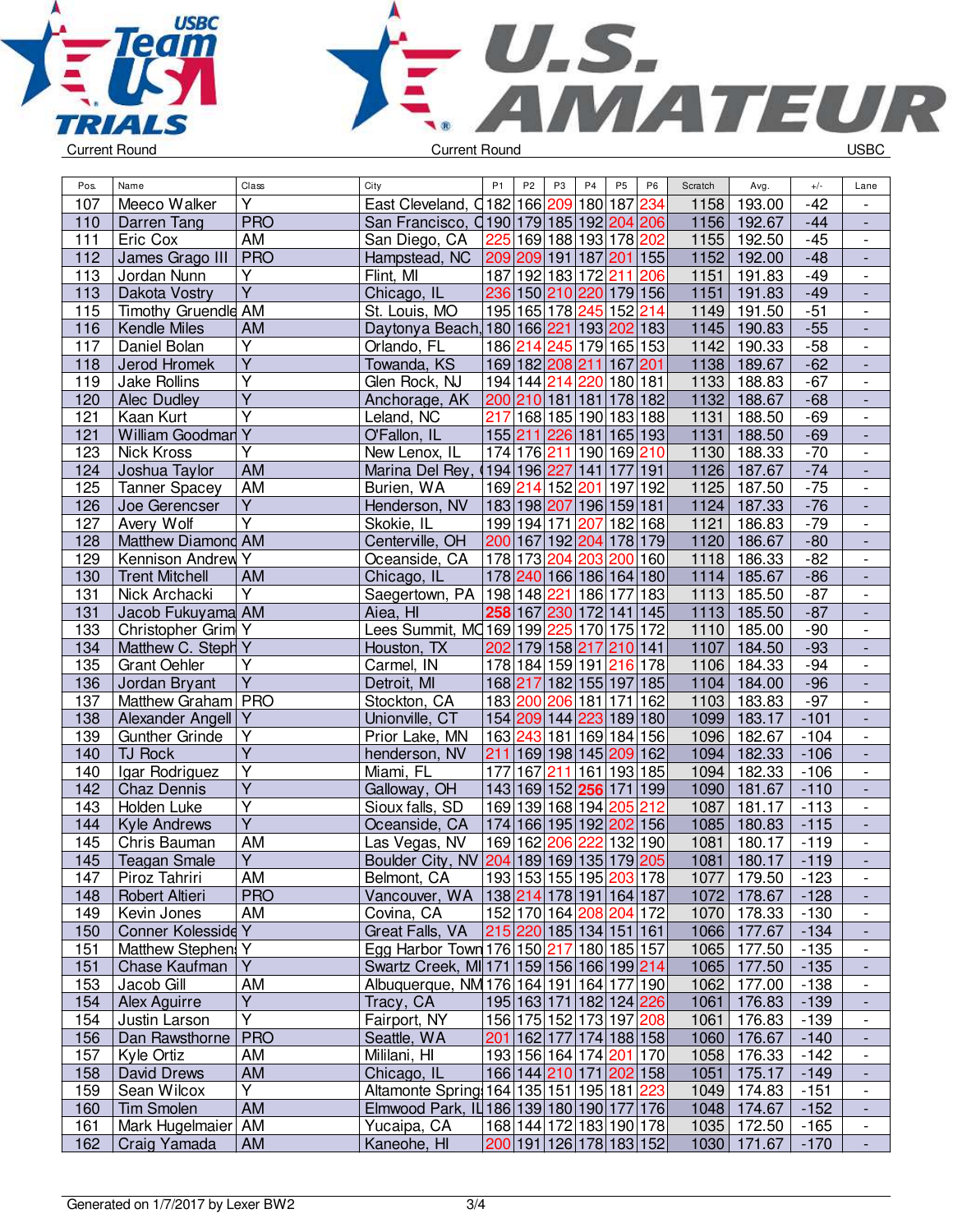Current Round | Current Round | USBC

| Pos. | Name | Class | City | P1 | P2 | P3 | P4 | P5 | P6 | Scratch | Avg. | +/- | Lane |
|---|---|---|---|---|---|---|---|---|---|---|---|---|---|
| 107 | Meeco Walker | Y | East Cleveland, O | 182 | 166 | 209 | 180 | 187 | 234 | 1158 | 193.00 | -42 | - |
| 110 | Darren Tang | PRO | San Francisco, C | 190 | 179 | 185 | 192 | 204 | 206 | 1156 | 192.67 | -44 | - |
| 111 | Eric Cox | AM | San Diego, CA | 225 | 169 | 188 | 193 | 178 | 202 | 1155 | 192.50 | -45 | - |
| 112 | James Grago III | PRO | Hampstead, NC | 209 | 209 | 191 | 187 | 201 | 155 | 1152 | 192.00 | -48 | - |
| 113 | Jordan Nunn | Y | Flint, MI | 187 | 192 | 183 | 172 | 211 | 206 | 1151 | 191.83 | -49 | - |
| 113 | Dakota Vostry | Y | Chicago, IL | 236 | 150 | 210 | 220 | 179 | 156 | 1151 | 191.83 | -49 | - |
| 115 | Timothy Gruendle | AM | St. Louis, MO | 195 | 165 | 178 | 245 | 152 | 214 | 1149 | 191.50 | -51 | - |
| 116 | Kendle Miles | AM | Daytonya Beach, | 180 | 166 | 221 | 193 | 202 | 183 | 1145 | 190.83 | -55 | - |
| 117 | Daniel Bolan | Y | Orlando, FL | 186 | 214 | 245 | 179 | 165 | 153 | 1142 | 190.33 | -58 | - |
| 118 | Jerod Hromek | Y | Towanda, KS | 169 | 182 | 208 | 211 | 167 | 201 | 1138 | 189.67 | -62 | - |
| 119 | Jake Rollins | Y | Glen Rock, NJ | 194 | 144 | 214 | 220 | 180 | 181 | 1133 | 188.83 | -67 | - |
| 120 | Alec Dudley | Y | Anchorage, AK | 200 | 210 | 181 | 181 | 178 | 182 | 1132 | 188.67 | -68 | - |
| 121 | Kaan Kurt | Y | Leland, NC | 217 | 168 | 185 | 190 | 183 | 188 | 1131 | 188.50 | -69 | - |
| 121 | William Goodman | Y | O'Fallon, IL | 155 | 211 | 226 | 181 | 165 | 193 | 1131 | 188.50 | -69 | - |
| 123 | Nick Kross | Y | New Lenox, IL | 174 | 176 | 211 | 190 | 169 | 210 | 1130 | 188.33 | -70 | - |
| 124 | Joshua Taylor | AM | Marina Del Rey, | 194 | 196 | 227 | 141 | 177 | 191 | 1126 | 187.67 | -74 | - |
| 125 | Tanner Spacey | AM | Burien, WA | 169 | 214 | 152 | 201 | 197 | 192 | 1125 | 187.50 | -75 | - |
| 126 | Joe Gerencser | Y | Henderson, NV | 183 | 198 | 207 | 196 | 159 | 181 | 1124 | 187.33 | -76 | - |
| 127 | Avery Wolf | Y | Skokie, IL | 199 | 194 | 171 | 207 | 182 | 168 | 1121 | 186.83 | -79 | - |
| 128 | Matthew Diamond | AM | Centerville, OH | 200 | 167 | 192 | 204 | 178 | 179 | 1120 | 186.67 | -80 | - |
| 129 | Kennison Andrew | Y | Oceanside, CA | 178 | 173 | 204 | 203 | 200 | 160 | 1118 | 186.33 | -82 | - |
| 130 | Trent Mitchell | AM | Chicago, IL | 178 | 240 | 166 | 186 | 164 | 180 | 1114 | 185.67 | -86 | - |
| 131 | Nick Archacki | Y | Saegertown, PA | 198 | 148 | 221 | 186 | 177 | 183 | 1113 | 185.50 | -87 | - |
| 131 | Jacob Fukuyama | AM | Aiea, HI | 258 | 167 | 230 | 172 | 141 | 145 | 1113 | 185.50 | -87 | - |
| 133 | Christopher Grim | Y | Lees Summit, MO | 169 | 199 | 225 | 170 | 175 | 172 | 1110 | 185.00 | -90 | - |
| 134 | Matthew C. Steph | Y | Houston, TX | 202 | 179 | 158 | 217 | 210 | 141 | 1107 | 184.50 | -93 | - |
| 135 | Grant Oehler | Y | Carmel, IN | 178 | 184 | 159 | 191 | 216 | 178 | 1106 | 184.33 | -94 | - |
| 136 | Jordan Bryant | Y | Detroit, MI | 168 | 217 | 182 | 155 | 197 | 185 | 1104 | 184.00 | -96 | - |
| 137 | Matthew Graham | PRO | Stockton, CA | 183 | 200 | 206 | 181 | 171 | 162 | 1103 | 183.83 | -97 | - |
| 138 | Alexander Angell | Y | Unionville, CT | 154 | 209 | 144 | 223 | 189 | 180 | 1099 | 183.17 | -101 | - |
| 139 | Gunther Grinde | Y | Prior Lake, MN | 163 | 243 | 181 | 169 | 184 | 156 | 1096 | 182.67 | -104 | - |
| 140 | TJ Rock | Y | henderson, NV | 211 | 169 | 198 | 145 | 209 | 162 | 1094 | 182.33 | -106 | - |
| 140 | Igar Rodriguez | Y | Miami, FL | 177 | 167 | 211 | 161 | 193 | 185 | 1094 | 182.33 | -106 | - |
| 142 | Chaz Dennis | Y | Galloway, OH | 143 | 169 | 152 | 256 | 171 | 199 | 1090 | 181.67 | -110 | - |
| 143 | Holden Luke | Y | Sioux falls, SD | 169 | 139 | 168 | 194 | 205 | 212 | 1087 | 181.17 | -113 | - |
| 144 | Kyle Andrews | Y | Oceanside, CA | 174 | 166 | 195 | 192 | 202 | 156 | 1085 | 180.83 | -115 | - |
| 145 | Chris Bauman | AM | Las Vegas, NV | 169 | 162 | 206 | 222 | 132 | 190 | 1081 | 180.17 | -119 | - |
| 145 | Teagan Smale | Y | Boulder City, NV | 204 | 189 | 169 | 135 | 179 | 205 | 1081 | 180.17 | -119 | - |
| 147 | Piroz Tahriri | AM | Belmont, CA | 193 | 153 | 155 | 195 | 203 | 178 | 1077 | 179.50 | -123 | - |
| 148 | Robert Altieri | PRO | Vancouver, WA | 138 | 214 | 178 | 191 | 164 | 187 | 1072 | 178.67 | -128 | - |
| 149 | Kevin Jones | AM | Covina, CA | 152 | 170 | 164 | 208 | 204 | 172 | 1070 | 178.33 | -130 | - |
| 150 | Conner Kolesside | Y | Great Falls, VA | 215 | 220 | 185 | 134 | 151 | 161 | 1066 | 177.67 | -134 | - |
| 151 | Matthew Stephen | Y | Egg Harbor Town | 176 | 150 | 217 | 180 | 185 | 157 | 1065 | 177.50 | -135 | - |
| 151 | Chase Kaufman | Y | Swartz Creek, MI | 171 | 159 | 156 | 166 | 199 | 214 | 1065 | 177.50 | -135 | - |
| 153 | Jacob Gill | AM | Albuquerque, NM | 176 | 164 | 191 | 164 | 177 | 190 | 1062 | 177.00 | -138 | - |
| 154 | Alex Aguirre | Y | Tracy, CA | 195 | 163 | 171 | 182 | 124 | 226 | 1061 | 176.83 | -139 | - |
| 154 | Justin Larson | Y | Fairport, NY | 156 | 175 | 152 | 173 | 197 | 208 | 1061 | 176.83 | -139 | - |
| 156 | Dan Rawsthorne | PRO | Seattle, WA | 201 | 162 | 177 | 174 | 188 | 158 | 1060 | 176.67 | -140 | - |
| 157 | Kyle Ortiz | AM | Mililani, HI | 193 | 156 | 164 | 174 | 201 | 170 | 1058 | 176.33 | -142 | - |
| 158 | David Drews | AM | Chicago, IL | 166 | 144 | 210 | 171 | 202 | 158 | 1051 | 175.17 | -149 | - |
| 159 | Sean Wilcox | Y | Altamonte Spring | 164 | 135 | 151 | 195 | 181 | 223 | 1049 | 174.83 | -151 | - |
| 160 | Tim Smolen | AM | Elmwood Park, IL | 186 | 139 | 180 | 190 | 177 | 176 | 1048 | 174.67 | -152 | - |
| 161 | Mark Hugelmaier | AM | Yucaipa, CA | 168 | 144 | 172 | 183 | 190 | 178 | 1035 | 172.50 | -165 | - |
| 162 | Craig Yamada | AM | Kaneohe, HI | 200 | 191 | 126 | 178 | 183 | 152 | 1030 | 171.67 | -170 | - |

Generated on 1/7/2017 by Lexer BW2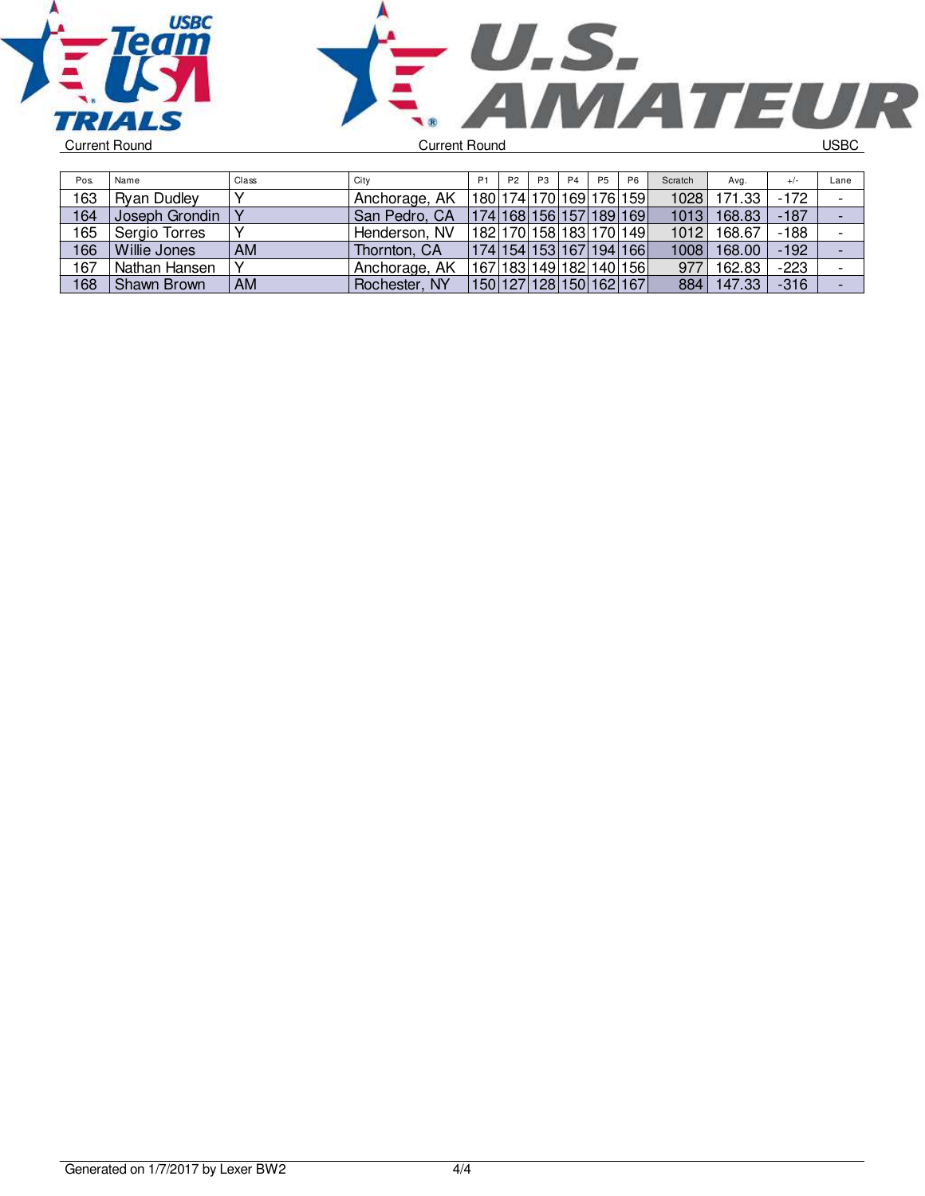Current Round | Current Round | USBC

| Pos. | Name | Class | City | P1 | P2 | P3 | P4 | P5 | P6 | Scratch | Avg. | +/- | Lane |
|---|---|---|---|---|---|---|---|---|---|---|---|---|---|
| 163 | Ryan Dudley | Y | Anchorage, AK | 180 | 174 | 170 | 169 | 176 | 159 | 1028 | 171.33 | -172 | - |
| 164 | Joseph Grondin | Y | San Pedro, CA | 174 | 168 | 156 | 157 | 189 | 169 | 1013 | 168.83 | -187 | - |
| 165 | Sergio Torres | Y | Henderson, NV | 182 | 170 | 158 | 183 | 170 | 149 | 1012 | 168.67 | -188 | - |
| 166 | Willie Jones | AM | Thornton, CA | 174 | 154 | 153 | 167 | 194 | 166 | 1008 | 168.00 | -192 | - |
| 167 | Nathan Hansen | Y | Anchorage, AK | 167 | 183 | 149 | 182 | 140 | 156 | 977 | 162.83 | -223 | - |
| 168 | Shawn Brown | AM | Rochester, NY | 150 | 127 | 128 | 150 | 162 | 167 | 884 | 147.33 | -316 | - |

Generated on 1/7/2017 by Lexer BW2